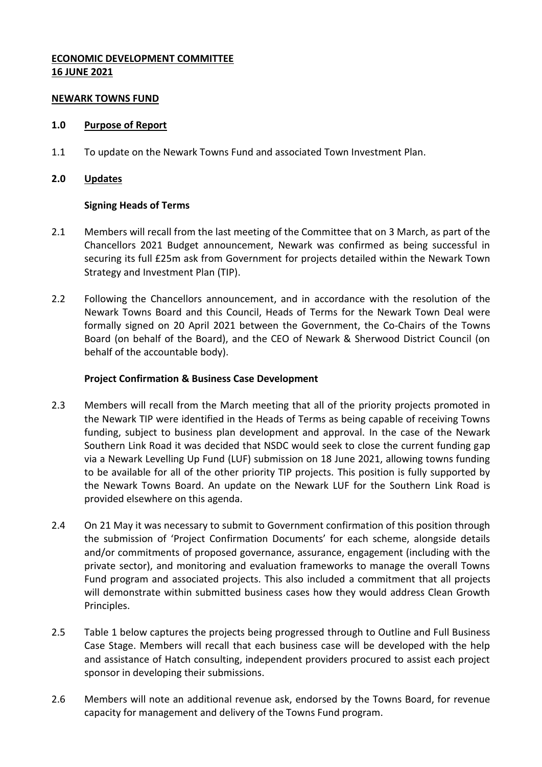**ECONOMIC DEVELOPMENT COMMITTEE**
**16 JUNE 2021**

**NEWARK TOWNS FUND**

**1.0 Purpose of Report**

1.1 To update on the Newark Towns Fund and associated Town Investment Plan.

**2.0 Updates**

**Signing Heads of Terms**

2.1 Members will recall from the last meeting of the Committee that on 3 March, as part of the Chancellors 2021 Budget announcement, Newark was confirmed as being successful in securing its full £25m ask from Government for projects detailed within the Newark Town Strategy and Investment Plan (TIP).

2.2 Following the Chancellors announcement, and in accordance with the resolution of the Newark Towns Board and this Council, Heads of Terms for the Newark Town Deal were formally signed on 20 April 2021 between the Government, the Co-Chairs of the Towns Board (on behalf of the Board), and the CEO of Newark & Sherwood District Council (on behalf of the accountable body).

**Project Confirmation & Business Case Development**

2.3 Members will recall from the March meeting that all of the priority projects promoted in the Newark TIP were identified in the Heads of Terms as being capable of receiving Towns funding, subject to business plan development and approval. In the case of the Newark Southern Link Road it was decided that NSDC would seek to close the current funding gap via a Newark Levelling Up Fund (LUF) submission on 18 June 2021, allowing towns funding to be available for all of the other priority TIP projects. This position is fully supported by the Newark Towns Board. An update on the Newark LUF for the Southern Link Road is provided elsewhere on this agenda.

2.4 On 21 May it was necessary to submit to Government confirmation of this position through the submission of 'Project Confirmation Documents' for each scheme, alongside details and/or commitments of proposed governance, assurance, engagement (including with the private sector), and monitoring and evaluation frameworks to manage the overall Towns Fund program and associated projects. This also included a commitment that all projects will demonstrate within submitted business cases how they would address Clean Growth Principles.

2.5 Table 1 below captures the projects being progressed through to Outline and Full Business Case Stage. Members will recall that each business case will be developed with the help and assistance of Hatch consulting, independent providers procured to assist each project sponsor in developing their submissions.

2.6 Members will note an additional revenue ask, endorsed by the Towns Board, for revenue capacity for management and delivery of the Towns Fund program.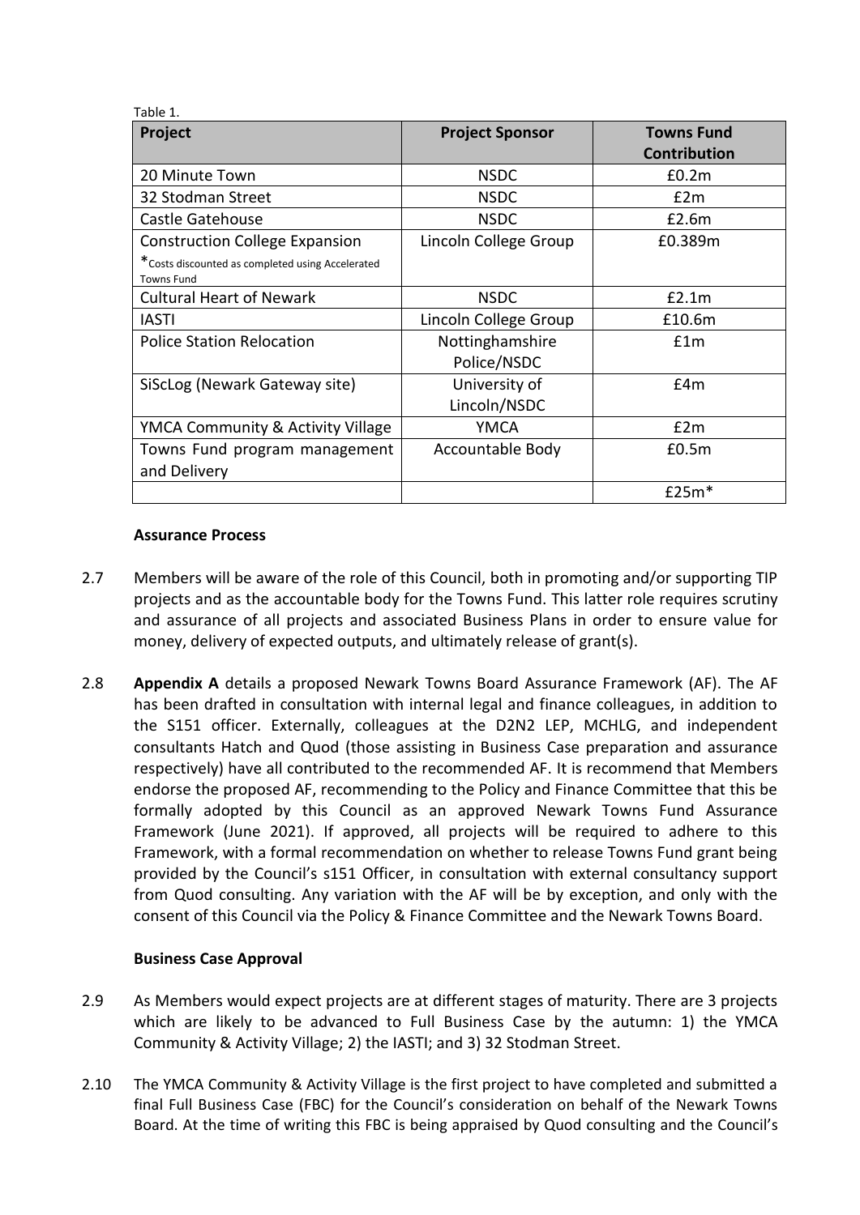Table 1.

| Project | Project Sponsor | Towns Fund Contribution |
|---|---|---|
| 20 Minute Town | NSDC | £0.2m |
| 32 Stodman Street | NSDC | £2m |
| Castle Gatehouse | NSDC | £2.6m |
| Construction College Expansion<br>*Costs discounted as completed using Accelerated Towns Fund | Lincoln College Group | £0.389m |
| Cultural Heart of Newark | NSDC | £2.1m |
| IASTI | Lincoln College Group | £10.6m |
| Police Station Relocation | Nottinghamshire Police/NSDC | £1m |
| SiScLog (Newark Gateway site) | University of Lincoln/NSDC | £4m |
| YMCA Community & Activity Village | YMCA | £2m |
| Towns Fund program management and Delivery | Accountable Body | £0.5m |
| | | £25m* |

**Assurance Process**

2.7 Members will be aware of the role of this Council, both in promoting and/or supporting TIP projects and as the accountable body for the Towns Fund. This latter role requires scrutiny and assurance of all projects and associated Business Plans in order to ensure value for money, delivery of expected outputs, and ultimately release of grant(s).

2.8 **Appendix A** details a proposed Newark Towns Board Assurance Framework (AF). The AF has been drafted in consultation with internal legal and finance colleagues, in addition to the S151 officer. Externally, colleagues at the D2N2 LEP, MCHLG, and independent consultants Hatch and Quod (those assisting in Business Case preparation and assurance respectively) have all contributed to the recommended AF. It is recommend that Members endorse the proposed AF, recommending to the Policy and Finance Committee that this be formally adopted by this Council as an approved Newark Towns Fund Assurance Framework (June 2021). If approved, all projects will be required to adhere to this Framework, with a formal recommendation on whether to release Towns Fund grant being provided by the Council's s151 Officer, in consultation with external consultancy support from Quod consulting. Any variation with the AF will be by exception, and only with the consent of this Council via the Policy & Finance Committee and the Newark Towns Board.

**Business Case Approval**

2.9 As Members would expect projects are at different stages of maturity. There are 3 projects which are likely to be advanced to Full Business Case by the autumn: 1) the YMCA Community & Activity Village; 2) the IASTI; and 3) 32 Stodman Street.

2.10 The YMCA Community & Activity Village is the first project to have completed and submitted a final Full Business Case (FBC) for the Council's consideration on behalf of the Newark Towns Board. At the time of writing this FBC is being appraised by Quod consulting and the Council's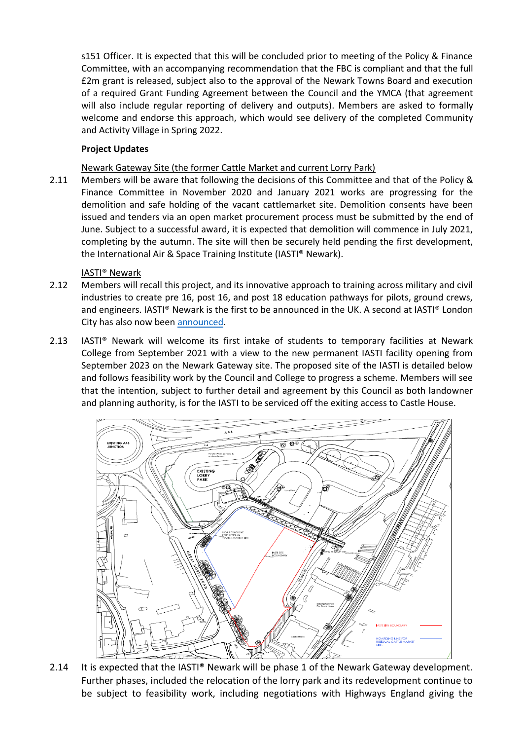s151 Officer. It is expected that this will be concluded prior to meeting of the Policy & Finance Committee, with an accompanying recommendation that the FBC is compliant and that the full £2m grant is released, subject also to the approval of the Newark Towns Board and execution of a required Grant Funding Agreement between the Council and the YMCA (that agreement will also include regular reporting of delivery and outputs). Members are asked to formally welcome and endorse this approach, which would see delivery of the completed Community and Activity Village in Spring 2022.

**Project Updates**

Newark Gateway Site (the former Cattle Market and current Lorry Park)

2.11 Members will be aware that following the decisions of this Committee and that of the Policy & Finance Committee in November 2020 and January 2021 works are progressing for the demolition and safe holding of the vacant cattlemarket site. Demolition consents have been issued and tenders via an open market procurement process must be submitted by the end of June. Subject to a successful award, it is expected that demolition will commence in July 2021, completing by the autumn. The site will then be securely held pending the first development, the International Air & Space Training Institute (IASTI® Newark).

IASTI® Newark

2.12 Members will recall this project, and its innovative approach to training across military and civil industries to create pre 16, post 16, and post 18 education pathways for pilots, ground crews, and engineers. IASTI® Newark is the first to be announced in the UK. A second at IASTI® London City has also now been announced.

2.13 IASTI® Newark will welcome its first intake of students to temporary facilities at Newark College from September 2021 with a view to the new permanent IASTI facility opening from September 2023 on the Newark Gateway site. The proposed site of the IASTI is detailed below and follows feasibility work by the Council and College to progress a scheme. Members will see that the intention, subject to further detail and agreement by this Council as both landowner and planning authority, is for the IASTI to be serviced off the exiting access to Castle House.

EXISTING A46 JUNCTION

A46

EXISTING LORRY PARK

GREAT NORTH ROAD

HOARDING LINE FOR RESIDUAL CATTLE MARKET SITE

IASTI SITE BOUNDARY

Castle House

IASTI SITE BOUNDARY

HOARDING LINE FOR RESIDUAL CATTLE MARKET SITE

2.14 It is expected that the IASTI® Newark will be phase 1 of the Newark Gateway development. Further phases, included the relocation of the lorry park and its redevelopment continue to be subject to feasibility work, including negotiations with Highways England giving the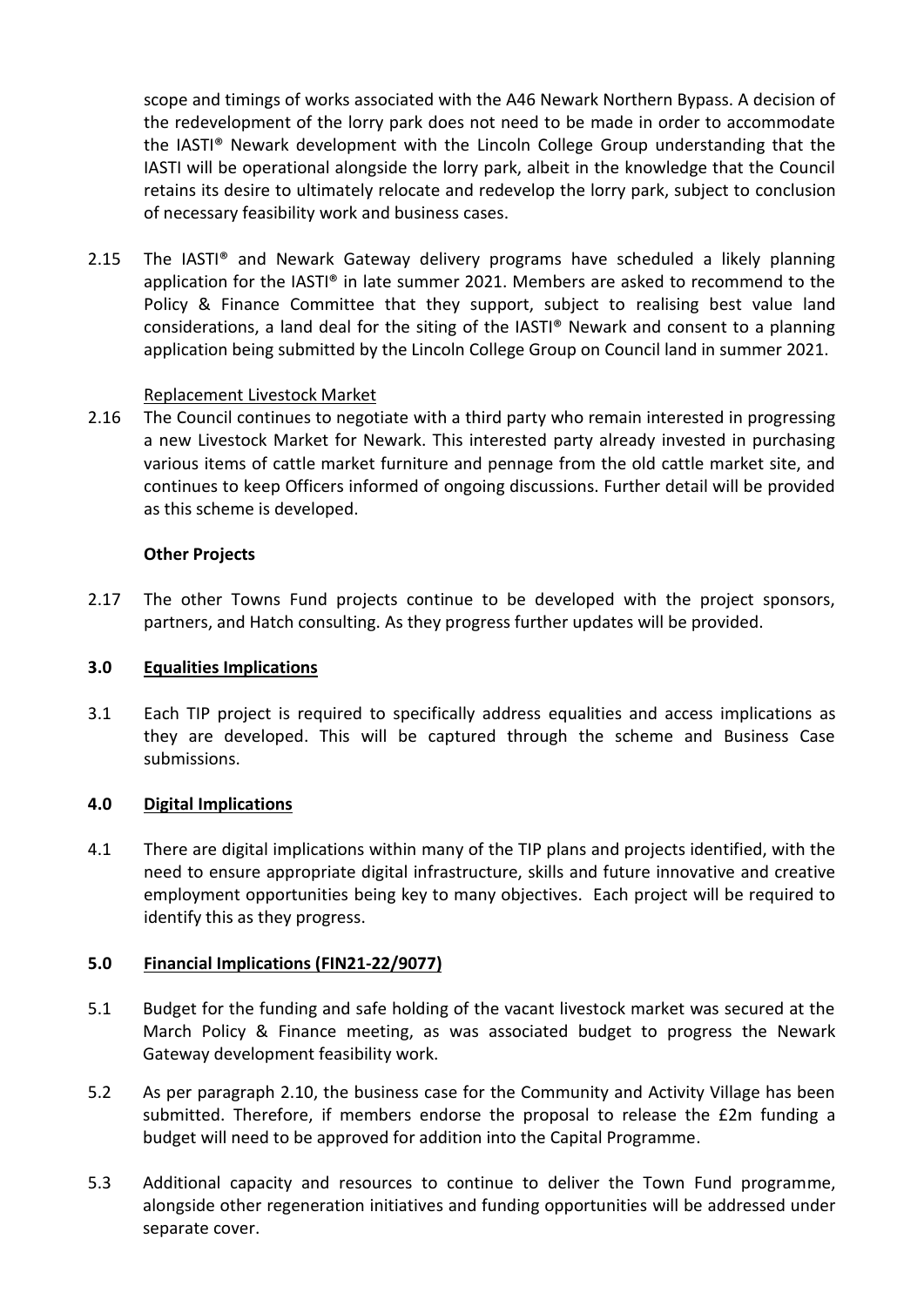scope and timings of works associated with the A46 Newark Northern Bypass. A decision of the redevelopment of the lorry park does not need to be made in order to accommodate the IASTI® Newark development with the Lincoln College Group understanding that the IASTI will be operational alongside the lorry park, albeit in the knowledge that the Council retains its desire to ultimately relocate and redevelop the lorry park, subject to conclusion of necessary feasibility work and business cases.

2.15 The IASTI® and Newark Gateway delivery programs have scheduled a likely planning application for the IASTI® in late summer 2021. Members are asked to recommend to the Policy & Finance Committee that they support, subject to realising best value land considerations, a land deal for the siting of the IASTI® Newark and consent to a planning application being submitted by the Lincoln College Group on Council land in summer 2021.

Replacement Livestock Market

2.16 The Council continues to negotiate with a third party who remain interested in progressing a new Livestock Market for Newark. This interested party already invested in purchasing various items of cattle market furniture and pennage from the old cattle market site, and continues to keep Officers informed of ongoing discussions. Further detail will be provided as this scheme is developed.

**Other Projects**

2.17 The other Towns Fund projects continue to be developed with the project sponsors, partners, and Hatch consulting. As they progress further updates will be provided.

## 3.0 Equalities Implications

3.1 Each TIP project is required to specifically address equalities and access implications as they are developed. This will be captured through the scheme and Business Case submissions.

## 4.0 Digital Implications

4.1 There are digital implications within many of the TIP plans and projects identified, with the need to ensure appropriate digital infrastructure, skills and future innovative and creative employment opportunities being key to many objectives. Each project will be required to identify this as they progress.

## 5.0 Financial Implications (FIN21-22/9077)

5.1 Budget for the funding and safe holding of the vacant livestock market was secured at the March Policy & Finance meeting, as was associated budget to progress the Newark Gateway development feasibility work.

5.2 As per paragraph 2.10, the business case for the Community and Activity Village has been submitted. Therefore, if members endorse the proposal to release the £2m funding a budget will need to be approved for addition into the Capital Programme.

5.3 Additional capacity and resources to continue to deliver the Town Fund programme, alongside other regeneration initiatives and funding opportunities will be addressed under separate cover.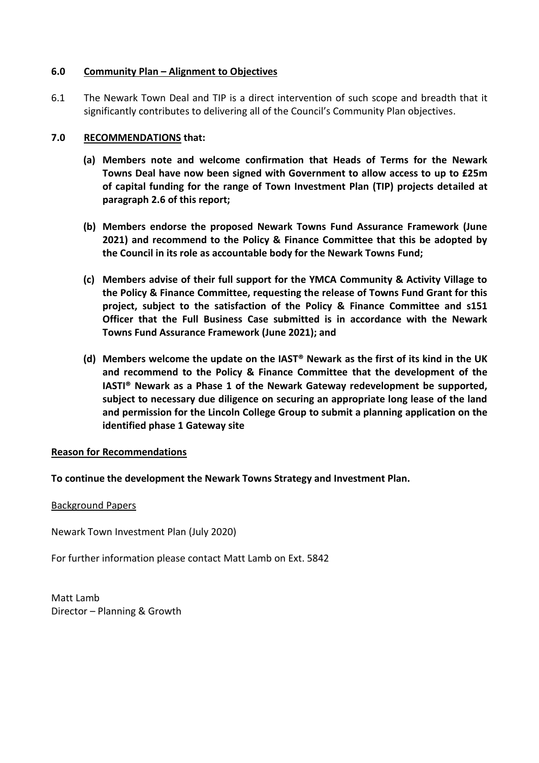## 6.0 Community Plan – Alignment to Objectives

6.1 The Newark Town Deal and TIP is a direct intervention of such scope and breadth that it significantly contributes to delivering all of the Council's Community Plan objectives.

## 7.0 RECOMMENDATIONS that:

**(a) Members note and welcome confirmation that Heads of Terms for the Newark Towns Deal have now been signed with Government to allow access to up to £25m of capital funding for the range of Town Investment Plan (TIP) projects detailed at paragraph 2.6 of this report;**

**(b) Members endorse the proposed Newark Towns Fund Assurance Framework (June 2021) and recommend to the Policy & Finance Committee that this be adopted by the Council in its role as accountable body for the Newark Towns Fund;**

**(c) Members advise of their full support for the YMCA Community & Activity Village to the Policy & Finance Committee, requesting the release of Towns Fund Grant for this project, subject to the satisfaction of the Policy & Finance Committee and s151 Officer that the Full Business Case submitted is in accordance with the Newark Towns Fund Assurance Framework (June 2021); and**

**(d) Members welcome the update on the IAST® Newark as the first of its kind in the UK and recommend to the Policy & Finance Committee that the development of the IASTI® Newark as a Phase 1 of the Newark Gateway redevelopment be supported, subject to necessary due diligence on securing an appropriate long lease of the land and permission for the Lincoln College Group to submit a planning application on the identified phase 1 Gateway site**

**Reason for Recommendations**

**To continue the development the Newark Towns Strategy and Investment Plan.**

Background Papers

Newark Town Investment Plan (July 2020)

For further information please contact Matt Lamb on Ext. 5842

Matt Lamb
Director – Planning & Growth